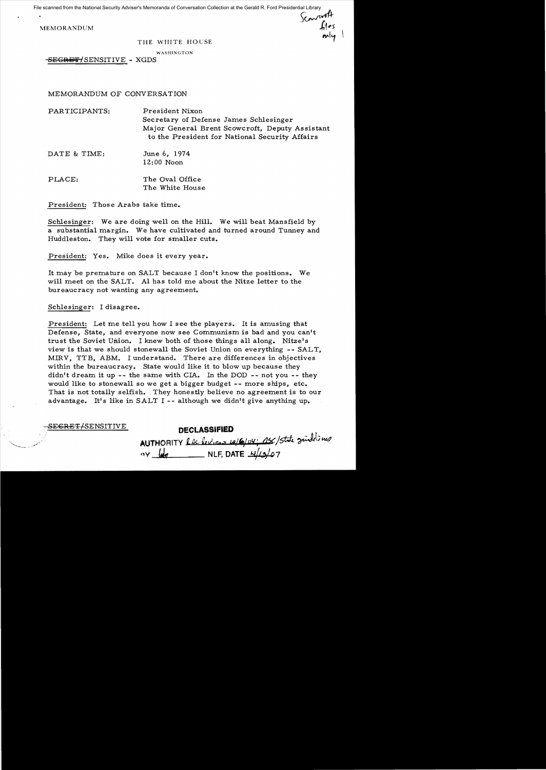File scanned from the National Security Adviser's Memoranda of Conversation Collection at the Gerald R. Ford Presidential Library

MEMORANDUM

Scowcroft files only

THE WHITE HOUSE

WASHINGTON

~~SECRET~~/SENSITIVE - XGDS

MEMORANDUM OF CONVERSATION

PARTICIPANTS: President Nixon
Secretary of Defense James Schlesinger
Major General Brent Scowcroft, Deputy Assistant to the President for National Security Affairs

DATE & TIME: June 6, 1974
12:00 Noon

PLACE: The Oval Office
The White House

President: Those Arabs take time.

Schlesinger: We are doing well on the Hill. We will beat Mansfield by a substantial margin. We have cultivated and turned around Tunney and Huddleston. They will vote for smaller cuts.

President: Yes. Mike does it every year.

It may be premature on SALT because I don't know the positions. We will meet on the SALT. Al has told me about the Nitze letter to the bureaucracy not wanting any agreement.

Schlesinger: I disagree.

President: Let me tell you how I see the players. It is amusing that Defense, State, and everyone now see Communism is bad and you can't trust the Soviet Union. I knew both of those things all along. Nitze's view is that we should stonewall the Soviet Union on everything -- SALT, MIRV, TTB, ABM. I understand. There are differences in objectives within the bureaucracy. State would like it to blow up because they didn't dream it up -- the same with CIA. In the DOD -- not you -- they would like to stonewall so we get a bigger budget -- more ships, etc. That is not totally selfish. They honestly believe no agreement is to our advantage. It's like in SALT I -- although we didn't give anything up.

~~SECRET~~/SENSITIVE

DECLASSIFIED
AUTHORITY LDC Review 12/6/04; OSC/State guidelines
BY lda NLF, DATE 4/13/07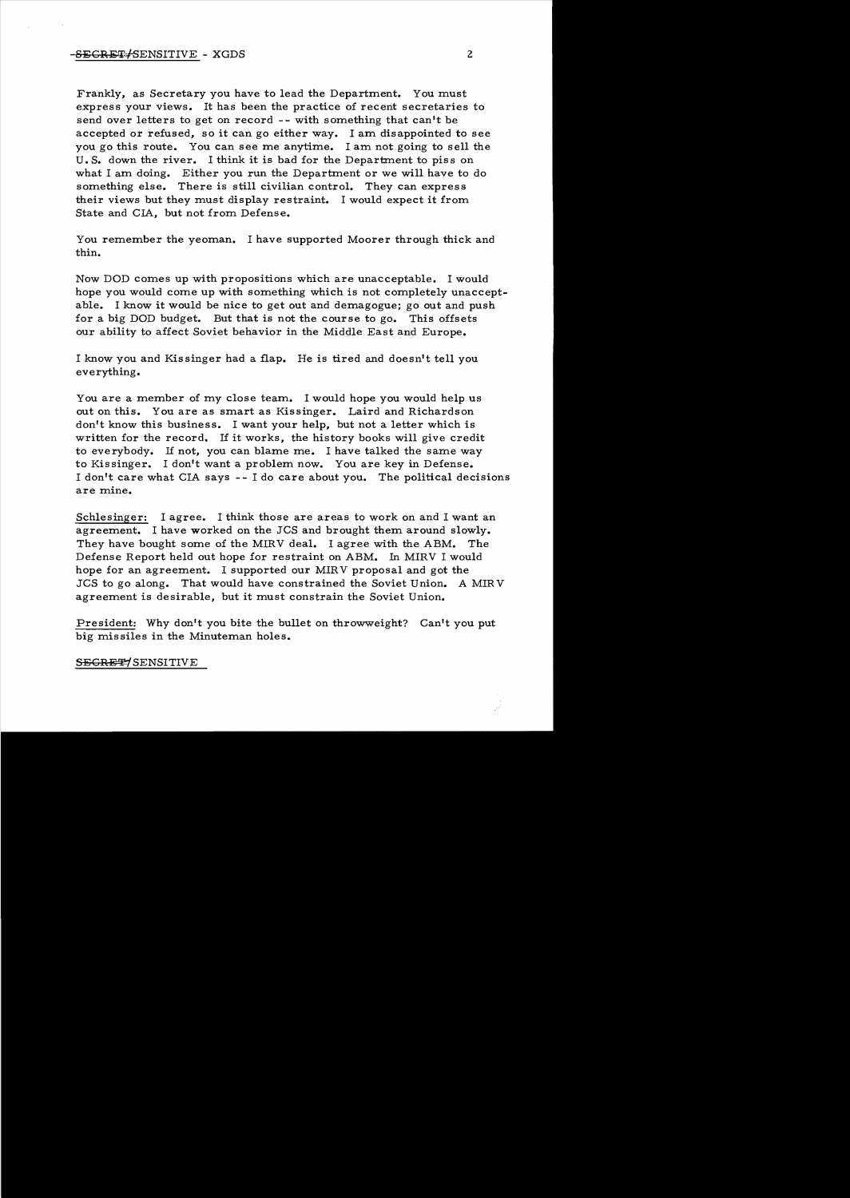Frankly, as Secretary you have to lead the Department. You must express your views. It has been the practice of recent secretaries to send over letters to get on record -- with something that can't be accepted or refused, so it can go either way. I am disappointed to see you go this route. You can see me anytime. I am not going to sell the U.S. down the river. I think it is bad for the Department to piss on what I am doing. Either you run the Department or we will have to do something else. There is still civilian control. They can express their views but they must display restraint. I would expect it from State and CIA, but not from Defense.

You remember the yeoman. I have supported Moorer through thick and thin.

Now DOD comes up with propositions which are unacceptable. I would hope you would come up with something which is not completely unacceptable. I know it would be nice to get out and demagogue; go out and push for a big DOD budget. But that is not the course to go. This offsets our ability to affect Soviet behavior in the Middle East and Europe.

I know you and Kissinger had a flap. He is tired and doesn't tell you everything.

You are a member of my close team. I would hope you would help us out on this. You are as smart as Kissinger. Laird and Richardson don't know this business. I want your help, but not a letter which is written for the record. If it works, the history books will give credit to everybody. If not, you can blame me. I have talked the same way to Kissinger. I don't want a problem now. You are key in Defense. I don't care what CIA says -- I do care about you. The political decisions are mine.

Schlesinger: I agree. I think those are areas to work on and I want an agreement. I have worked on the JCS and brought them around slowly. They have bought some of the MIRV deal. I agree with the ABM. The Defense Report held out hope for restraint on ABM. In MIRV I would hope for an agreement. I supported our MIRV proposal and got the JCS to go along. That would have constrained the Soviet Union. A MIRV agreement is desirable, but it must constrain the Soviet Union.

President: Why don't you bite the bullet on throwweight? Can't you put big missiles in the Minuteman holes.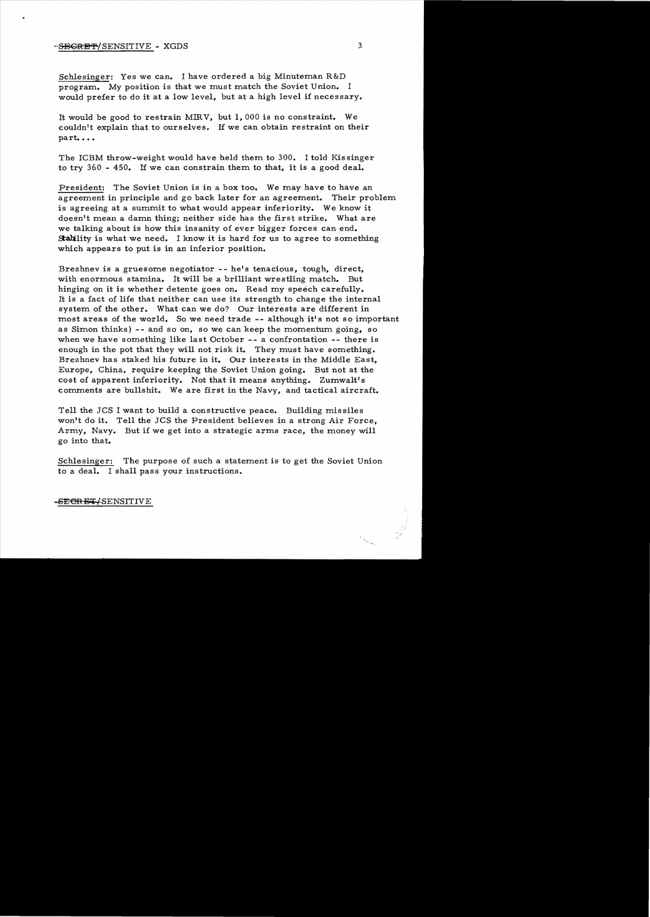Schlesinger: Yes we can. I have ordered a big Minuteman R&D program. My position is that we must match the Soviet Union. I would prefer to do it at a low level, but at a high level if necessary.

It would be good to restrain MIRV, but 1,000 is no constraint. We couldn't explain that to ourselves. If we can obtain restraint on their part....

The ICBM throw-weight would have held them to 300. I told Kissinger to try 360 - 450. If we can constrain them to that, it is a good deal.

President: The Soviet Union is in a box too. We may have to have an agreement in principle and go back later for an agreement. Their problem is agreeing at a summit to what would appear inferiority. We know it doesn't mean a damn thing; neither side has the first strike. What are we talking about is how this insanity of ever bigger forces can end. Stability is what we need. I know it is hard for us to agree to something which appears to put is in an inferior position.

Brezhnev is a gruesome negotiator -- he's tenacious, tough, direct, with enormous stamina. It will be a brilliant wrestling match. But hinging on it is whether detente goes on. Read my speech carefully. It is a fact of life that neither can use its strength to change the internal system of the other. What can we do? Our interests are different in most areas of the world. So we need trade -- although it's not so important as Simon thinks) -- and so on, so we can keep the momentum going, so when we have something like last October -- a confrontation -- there is enough in the pot that they will not risk it. They must have something. Brezhnev has staked his future in it. Our interests in the Middle East, Europe, China, require keeping the Soviet Union going. But not at the cost of apparent inferiority. Not that it means anything. Zumwalt's comments are bullshit. We are first in the Navy, and tactical aircraft.

Tell the JCS I want to build a constructive peace. Building missiles won't do it. Tell the JCS the President believes in a strong Air Force, Army, Navy. But if we get into a strategic arms race, the money will go into that.

Schlesinger: The purpose of such a statement is to get the Soviet Union to a deal. I shall pass your instructions.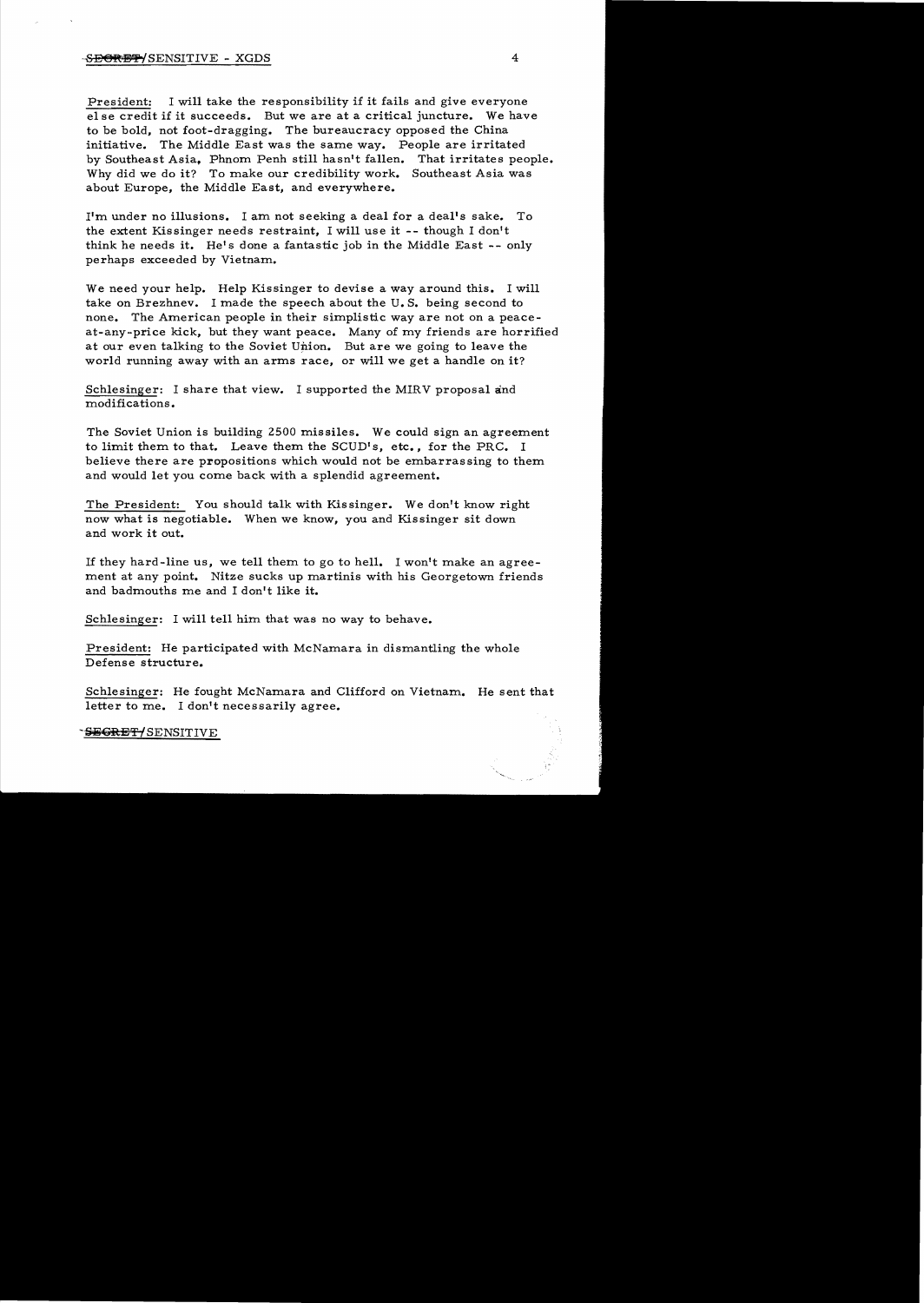President: I will take the responsibility if it fails and give everyone else credit if it succeeds. But we are at a critical juncture. We have to be bold, not foot-dragging. The bureaucracy opposed the China initiative. The Middle East was the same way. People are irritated by Southeast Asia, Phnom Penh still hasn't fallen. That irritates people. Why did we do it? To make our credibility work. Southeast Asia was about Europe, the Middle East, and everywhere.

I'm under no illusions. I am not seeking a deal for a deal's sake. To the extent Kissinger needs restraint, I will use it -- though I don't think he needs it. He's done a fantastic job in the Middle East -- only perhaps exceeded by Vietnam.

We need your help. Help Kissinger to devise a way around this. I will take on Brezhnev. I made the speech about the U.S. being second to none. The American people in their simplistic way are not on a peace-at-any-price kick, but they want peace. Many of my friends are horrified at our even talking to the Soviet Union. But are we going to leave the world running away with an arms race, or will we get a handle on it?

Schlesinger: I share that view. I supported the MIRV proposal and modifications.

The Soviet Union is building 2500 missiles. We could sign an agreement to limit them to that. Leave them the SCUD's, etc., for the PRC. I believe there are propositions which would not be embarrassing to them and would let you come back with a splendid agreement.

The President: You should talk with Kissinger. We don't know right now what is negotiable. When we know, you and Kissinger sit down and work it out.

If they hard-line us, we tell them to go to hell. I won't make an agreement at any point. Nitze sucks up martinis with his Georgetown friends and badmouths me and I don't like it.

Schlesinger: I will tell him that was no way to behave.

President: He participated with McNamara in dismantling the whole Defense structure.

Schlesinger: He fought McNamara and Clifford on Vietnam. He sent that letter to me. I don't necessarily agree.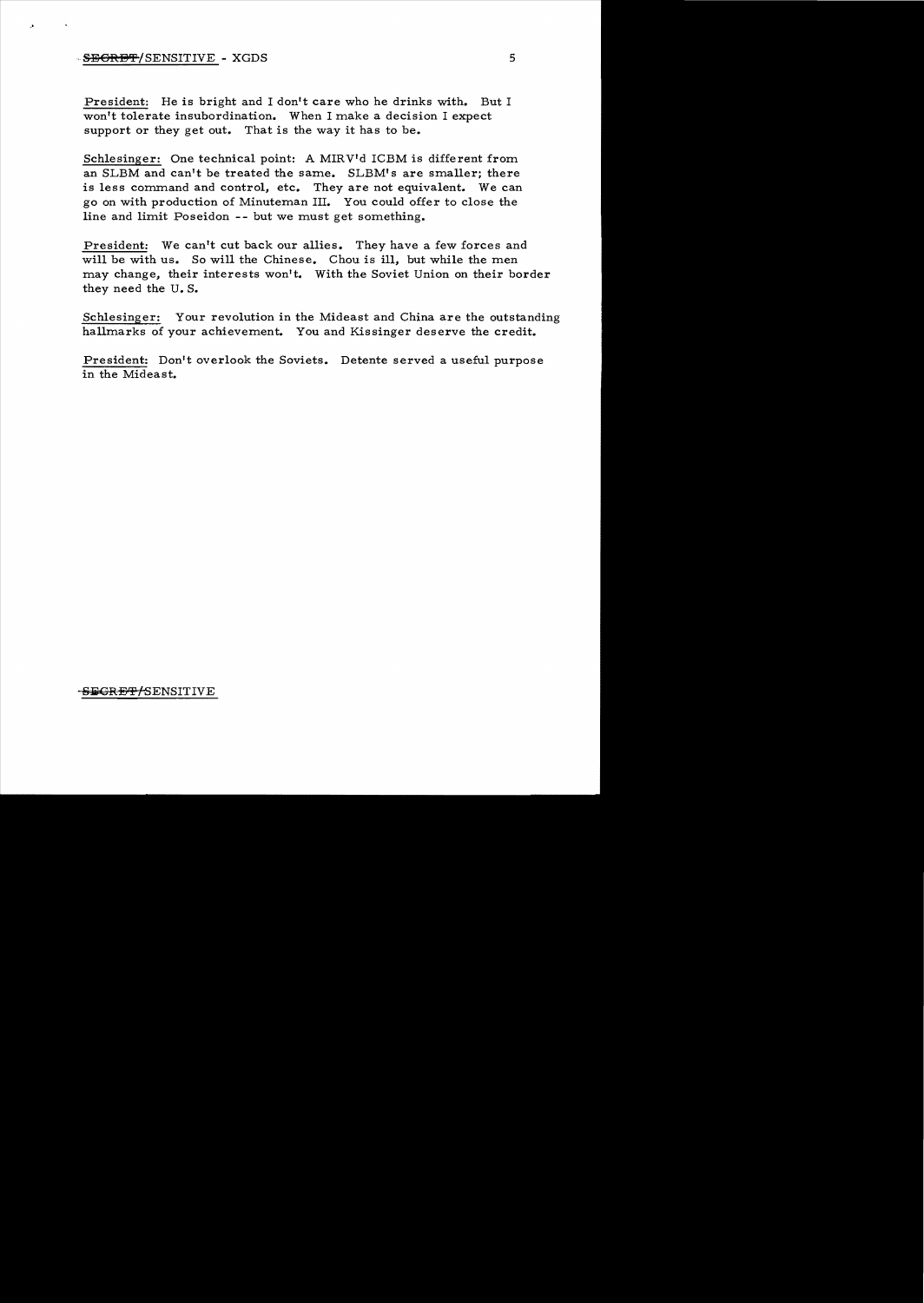President: He is bright and I don't care who he drinks with. But I won't tolerate insubordination. When I make a decision I expect support or they get out. That is the way it has to be.

Schlesinger: One technical point: A MIRV'd ICBM is different from an SLBM and can't be treated the same. SLBM's are smaller; there is less command and control, etc. They are not equivalent. We can go on with production of Minuteman III. You could offer to close the line and limit Poseidon -- but we must get something.

President: We can't cut back our allies. They have a few forces and will be with us. So will the Chinese. Chou is ill, but while the men may change, their interests won't. With the Soviet Union on their border they need the U. S.

Schlesinger: Your revolution in the Mideast and China are the outstanding hallmarks of your achievement. You and Kissinger deserve the credit.

President: Don't overlook the Soviets. Detente served a useful purpose in the Mideast.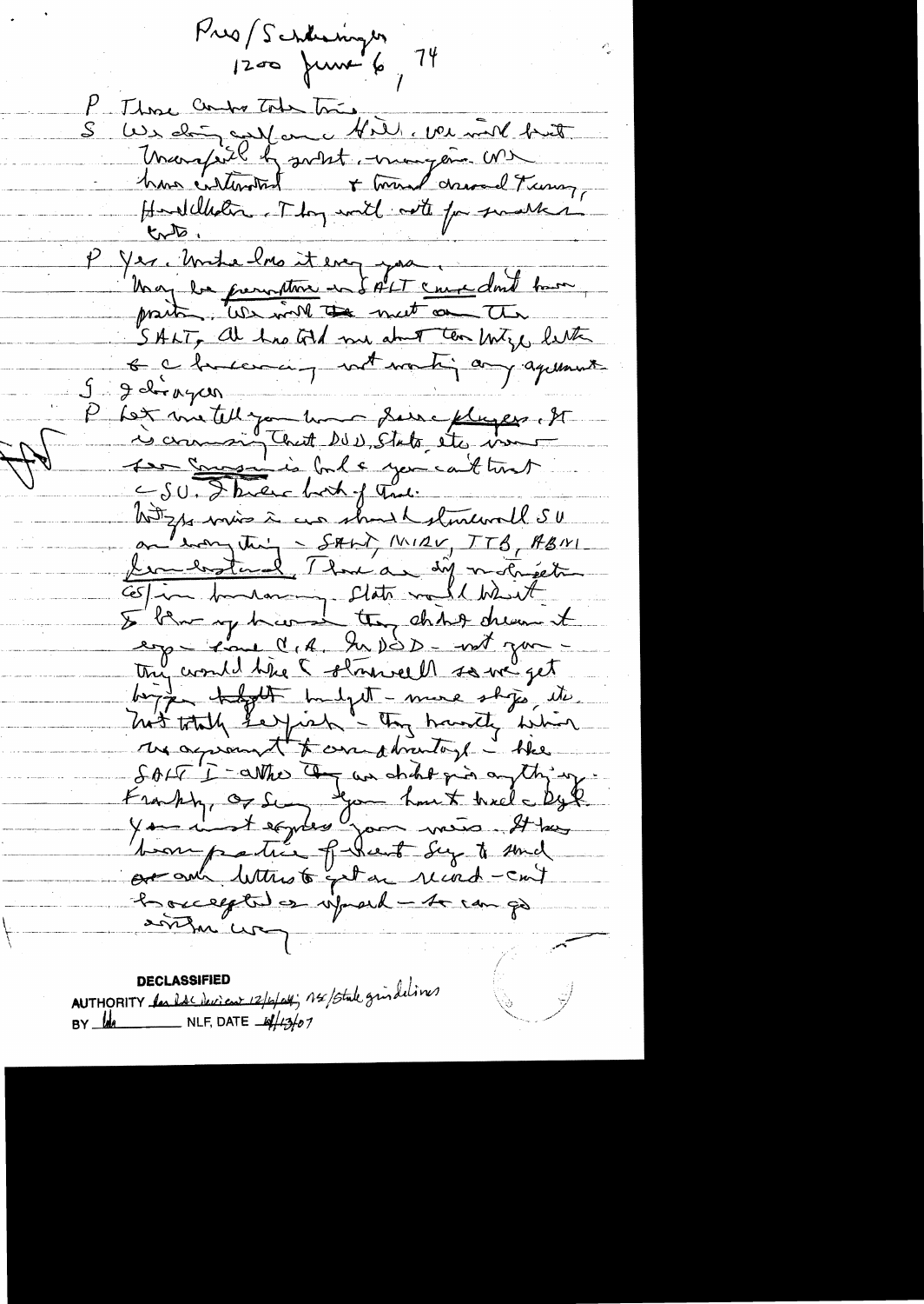Pres/Schlesinger
1200 June 6, 74

P These contributions were taken?

S We doing well on a Hill. We will be Unsuccessful by small margin. We have contacted & Humphrey, Dworshak?, Tunney, Huddleston. They will vote for smaller cuts.

P Yes. Would lose it every year. May be premature on SALT since don't know position. We will meet on the SALT. Al has told me about the Nitze letter & a bluffing not wanting any agreement.

S I disagree

P Let me tell you how these players. It is amusing that DOD, State, etc. view the Congress is bad & you can't trust the SU. I believe both of those. Nitze's view is we should stonewall SU on every thing — SALT, MBFR, TTB, ABM limitation. There are dif motivations: State would like it to blow up because they didn't dream it up — same CIA. In DOD — not you — they would like to stonewall so we get bigger budget — more ships, etc. Not totally selfish — they honestly believe any agreement to our disadvantage — like SALT I — although they are didn't give anything. Frankly, as Sec, you haven't had a big? You must express your views. It has been practice of past Secs to send out letters to get on record — can't be accepted or ignored — to can go either way.

**DECLASSIFIED**
AUTHORITY [illegible] 12/6/04; NSC/State guidelines
BY [illegible] NLF, DATE 6/13/07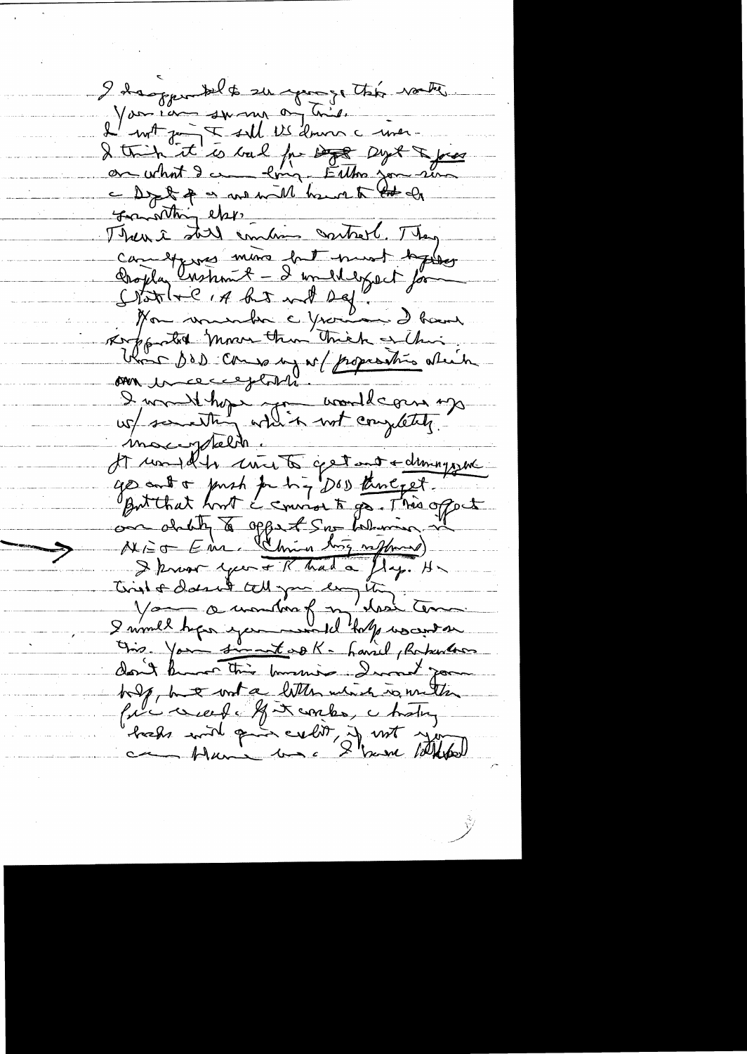I disappointed to see you go this route.
You are sweeping on this.
I won't jump. I still US draw a line.
I think it is bad for Dept. Dept & pres on what I am doing. Either you run c Dept & or we will have to find somebody else.

There is still civilian control. They can express views but must loyally display [support] - I would expect from State, A but not Def.

You remember c Vietnam. I have supported more than think on this. When DOD came up w/ proposition which was unacceptable.

I would hope you would come up w/ something which is not completely unacceptable.

It would be easier to get out & disagree, go out & push for big DOD budget. But that isn't c course to go. This affects our ability to affect Sov behavior in ME & Eur. (China big offensive)

I know you & K had a flap. He tried & doesn't tell you everything.

You are a member of my team. I would hope you would help work on this. Your staff & K - Hansel, Robinson don't know this business. I want your help, but not a letter which is written for c record. If it works, c history books will give credit, if not you can blame me. I have talked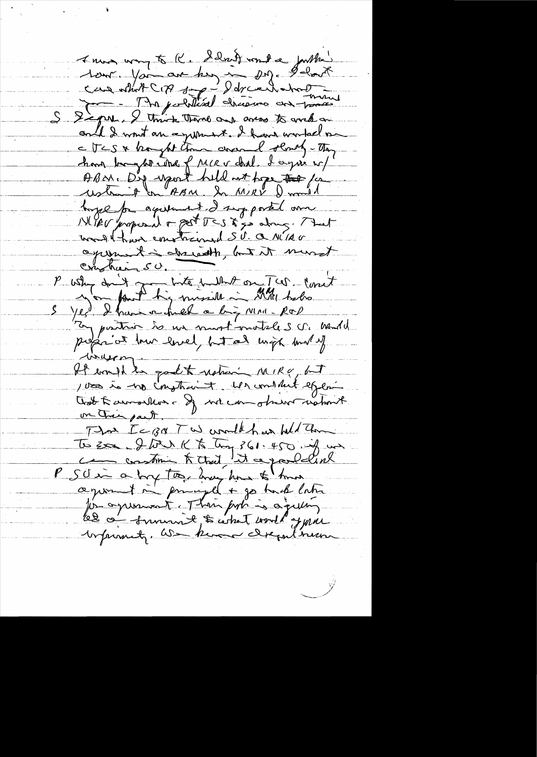I must say to K. I don't want a public row. You are key in DoD. I don't care what CIA says – I don't care what [illegible]. The political discussions are [illegible].

S I agree. I think there are areas to work on and I want an agreement. I have worked on CTBs & brought them around slowly – they have brought around of MIRV deal. I agree w/ ABM. DoD wasn't held out hope for restraint on ABM. In MIRV I would hope for agreement. I supported our MIRV proposal & got DCS to go along. That would have constrained SU. A MIRV agreement is desirable, but it must constrain SU.

P Why don't you write [illegible] on TBS. Won't you put big missile in MM holes.

S Yes. I have [illegible] a big MIRV R&D. My position is we must match SU. Would prefer at low level, but at high level if necessary.

It would be good to retain MIRV, but 1000 is no constraint. We could [illegible] that [illegible] on their part.

The ICBM TBS would have held them to 2[illegible]. I [illegible] K to [illegible] 361-450. If we can constrain to that, it's a good deal.

P SU is a tough [illegible], [illegible] to have agreement in principle + go back later for agreement. Their [illegible] is a [illegible] [illegible] summit to what would [illegible] inferiority. We know [illegible]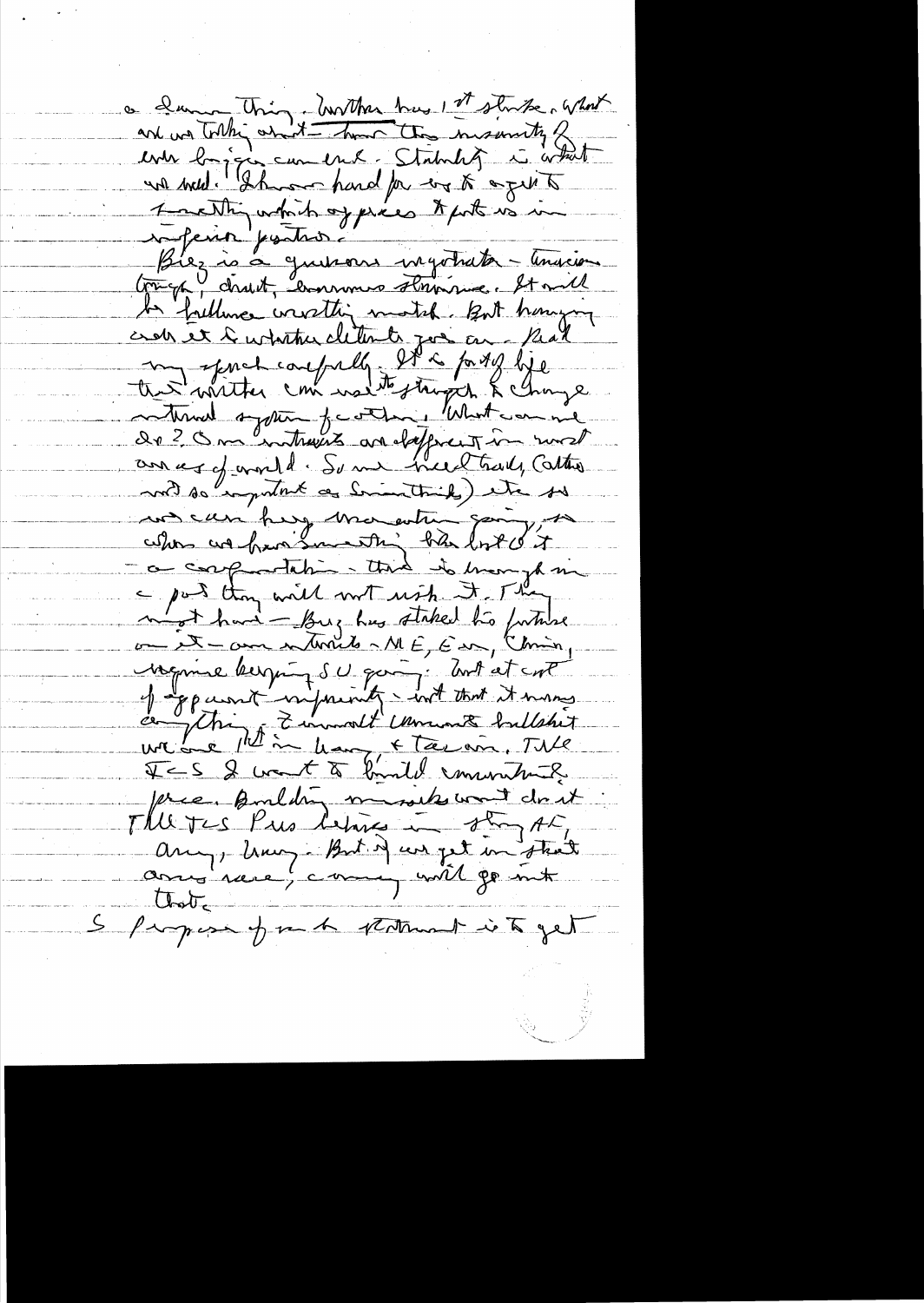a damn thing. Brother has 1st strike. What are we talking about — then this insanity of ever bigger canons. Stability is what we need. I have no hand for us to agree to something which opposes to put us in inferior position.

Brez is a gracious negotiator — tenacious tough, direct, enormous stamina. It will be brilliant wrestling match. But hanging over it is whether detente goes on. Read my speech carefully. It is part of life that neither can use to struggle to change internal system of other. What can we do? Our interests are different in most areas of world. So we need trade (altho not so important as Soviets think) etc. so we can keep momentum going, so when we have something that's hot it — a confrontation — there is enough in a pot they will not risk it. They might have — Brez has staked his future on it — our interests — ME, Eur, China, Vietnam keeping SU going. But at cost of apparent inferiority — but that it means anything. I wouldn't comment bullshit we are 1st in Navy & tac air. The ICS I want to build commitment of pieces. Building missiles won't do it. The JCS Pres believes in strong AF, Army, Navy. But if we get in that arms race, money will go into that.

S purpose of us to statement is to get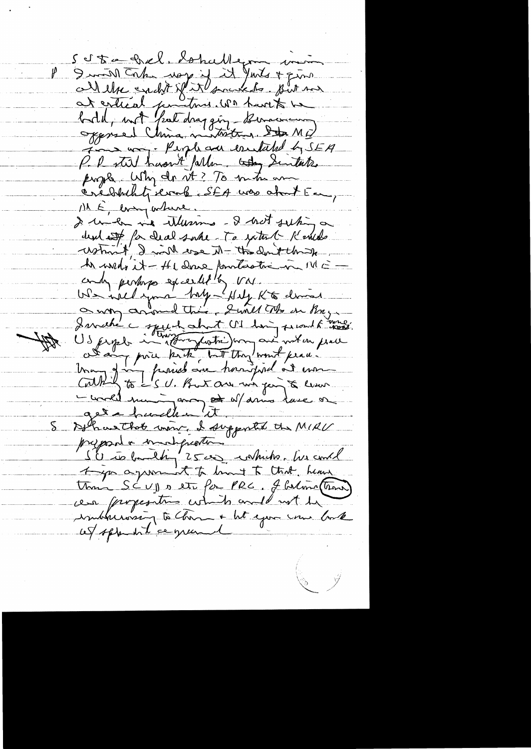S US a deal. Ashall your mind
P I will take way if it hurts + give
all the credit of it sounds. But ~~we~~
at critical junctures we have to be
bold, not foot dragging - Bureaucracy
opposed China initiative. So ME
same way. People are excited by SEA
P. P still haven't fallen. ~~Why~~ Similar
people. Why do it? To make our
credibility work. SEA was about Eur,
ME, everywhere.
I under no illusions - I not seeking a
deal ~~xx~~ for deal sake - To protect K's mode
instinct, I will use it - They don't think
he made it - He done fantastic in ME -
and perhaps excellent in VN.
We need your help - Help K to devise
a way around this. I will talk in Bry.
I made a speech about US being second to none.
US people in ~~(frustration)~~ mood and not on peace
at any price kick, but they want peace.
Many of my friends are horrified at more
cutting to SU. But are we going to leave
- world running away ~~at~~ w/ arms race or
get a handle on it.
S Ashare that view. I suggested the MIRV
proposal + modifications.
SU is building 25000 vehicles. We could
trip agreement to limit to that. Leave
them SCUD's etc for PRC. I believe (Brown)
can proposition which could not be
embarrassing to China + let you come back
w/ splendid agreement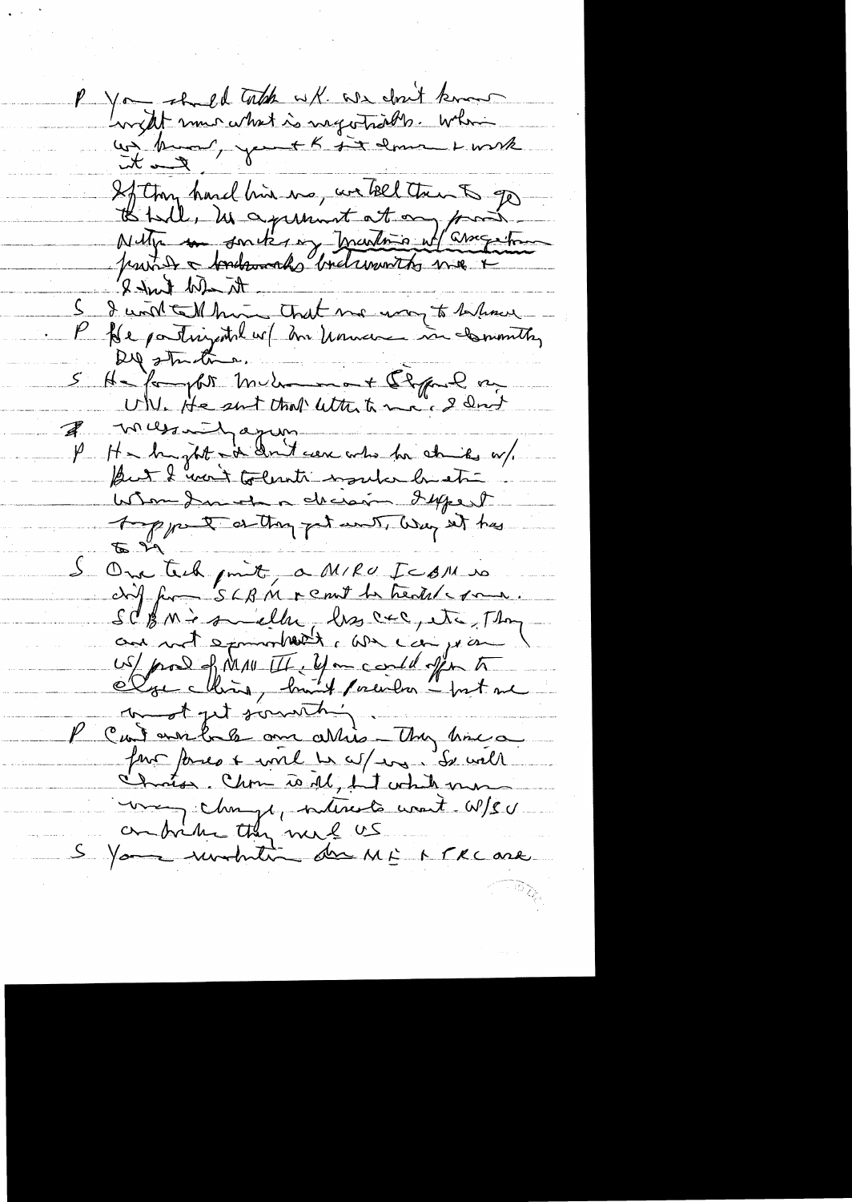P You should talk w/K. We don't know
right now what is negotiable. When
we know, you + K sit down + work
it out.

If they hand him no, we tell them to go
to hell, no agreement at any point.
Neither on [illegible] or Minuteman w/ [illegible]
[illegible] & benchmarks/instruments now &
I don't like it.

S I would tell him that we are going to [illegible]

P He participated w/ Don [illegible] in [illegible]
Dep structure.

S He fought McNamara + Clifford on
UN. He sent that letter to me, I don't
[illegible] again.

P He might and don't care who he deals w/.
But I won't tolerate insubordination.
When I make a decision I expect
support or they get out. Way it has
to be.

S One tech point, a MIRV ICBM is
diff from SLBM & can't be tested/verified.
SLBMs smaller, less CEP, etc. They
are not equivalent. We can go on
w/ proposal of MIRV III. You could offer to
[illegible], but I [illegible] – but we
must get something.

P Can't overlook our allies – They have a
few forces + will be w/ us. So will
Chinese. Chou is ill, but whatever
may change, interests won't. W/SU
ambitions they need us.

S Your visits to ME & PRC are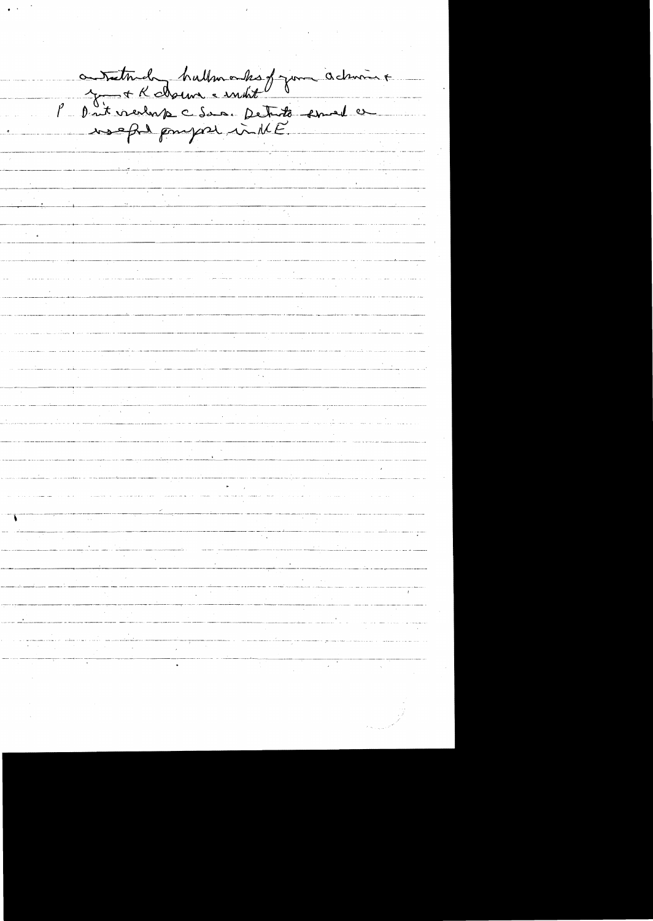outstanding hallmarks of your admin + you + K drove - unlit
P Didn't overlook c Sov. Detente served a useful purpose in ME.